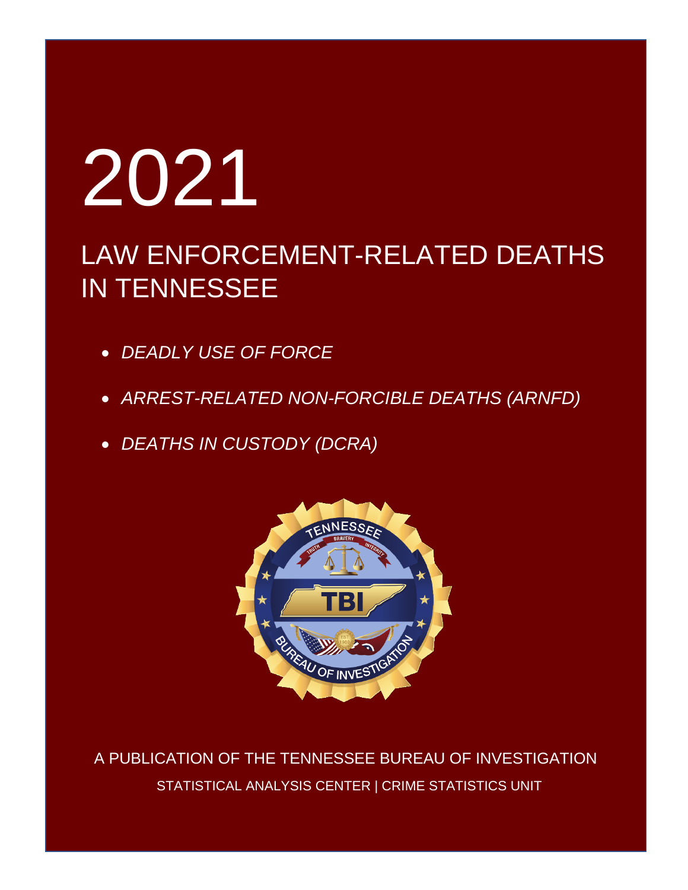# 2021

## LAW ENFORCEMENT-RELATED DEATHS IN TENNESSEE

- *DEADLY USE OF FORCE*
- *ARREST-RELATED NON-FORCIBLE DEATHS (ARNFD)*
- *DEATHS IN CUSTODY (DCRA)*

A PUBLICATION OF THE TENNESSEE BUREAU OF INVESTIGATION

STATISTICAL ANALYSIS CENTER | CRIME STATISTICS UNIT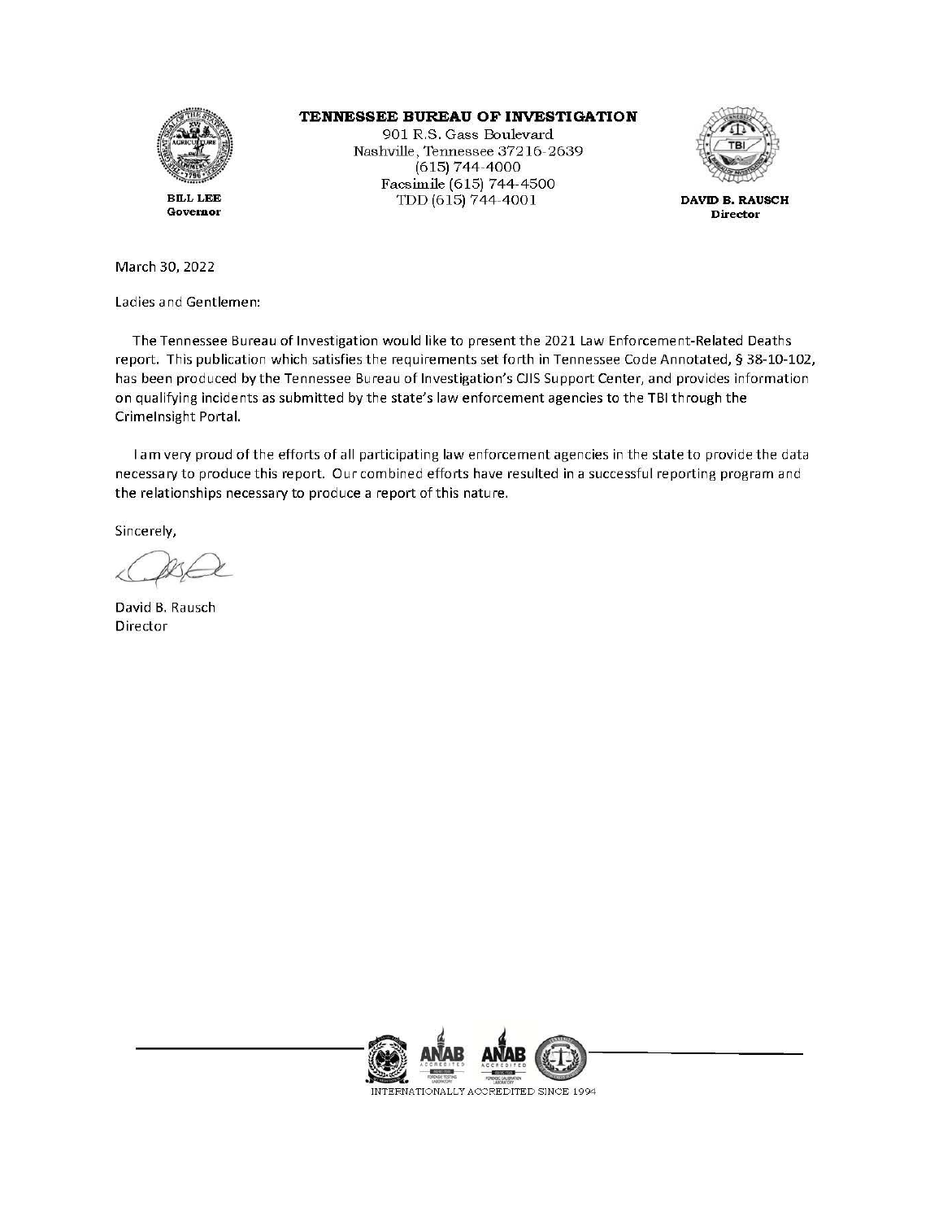**TENNESSEE BUREAU OF INVESTIGATION**
901 R.S. Gass Boulevard
Nashville, Tennessee 37216-2639
(615) 744-4000
Facsimile (615) 744-4500
TDD (615) 744-4001

**BILL LEE**
**Governor**

**DAVID B. RAUSCH**
**Director**

March 30, 2022

Ladies and Gentlemen:

The Tennessee Bureau of Investigation would like to present the 2021 Law Enforcement-Related Deaths report. This publication which satisfies the requirements set forth in Tennessee Code Annotated, § 38-10-102, has been produced by the Tennessee Bureau of Investigation's CJIS Support Center, and provides information on qualifying incidents as submitted by the state's law enforcement agencies to the TBI through the CrimeInsight Portal.

I am very proud of the efforts of all participating law enforcement agencies in the state to provide the data necessary to produce this report. Our combined efforts have resulted in a successful reporting program and the relationships necessary to produce a report of this nature.

Sincerely,

David B. Rausch
Director

INTERNATIONALLY ACCREDITED SINCE 1994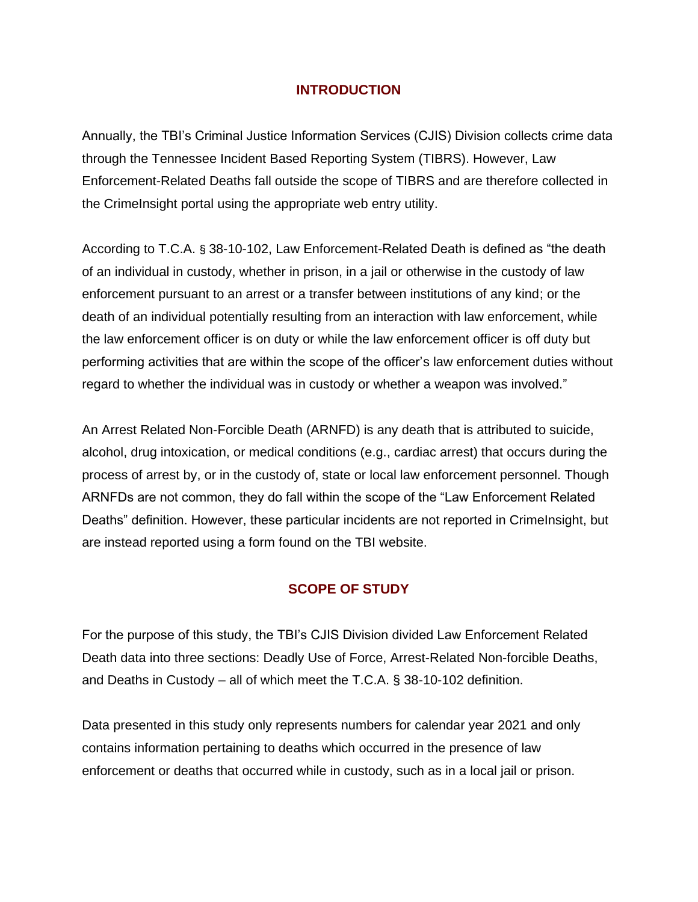## INTRODUCTION

Annually, the TBI's Criminal Justice Information Services (CJIS) Division collects crime data through the Tennessee Incident Based Reporting System (TIBRS). However, Law Enforcement-Related Deaths fall outside the scope of TIBRS and are therefore collected in the CrimeInsight portal using the appropriate web entry utility.

According to T.C.A. § 38-10-102, Law Enforcement-Related Death is defined as "the death of an individual in custody, whether in prison, in a jail or otherwise in the custody of law enforcement pursuant to an arrest or a transfer between institutions of any kind; or the death of an individual potentially resulting from an interaction with law enforcement, while the law enforcement officer is on duty or while the law enforcement officer is off duty but performing activities that are within the scope of the officer's law enforcement duties without regard to whether the individual was in custody or whether a weapon was involved."

An Arrest Related Non-Forcible Death (ARNFD) is any death that is attributed to suicide, alcohol, drug intoxication, or medical conditions (e.g., cardiac arrest) that occurs during the process of arrest by, or in the custody of, state or local law enforcement personnel. Though ARNFDs are not common, they do fall within the scope of the "Law Enforcement Related Deaths" definition. However, these particular incidents are not reported in CrimeInsight, but are instead reported using a form found on the TBI website.

## SCOPE OF STUDY

For the purpose of this study, the TBI's CJIS Division divided Law Enforcement Related Death data into three sections: Deadly Use of Force, Arrest-Related Non-forcible Deaths, and Deaths in Custody – all of which meet the T.C.A. § 38-10-102 definition.

Data presented in this study only represents numbers for calendar year 2021 and only contains information pertaining to deaths which occurred in the presence of law enforcement or deaths that occurred while in custody, such as in a local jail or prison.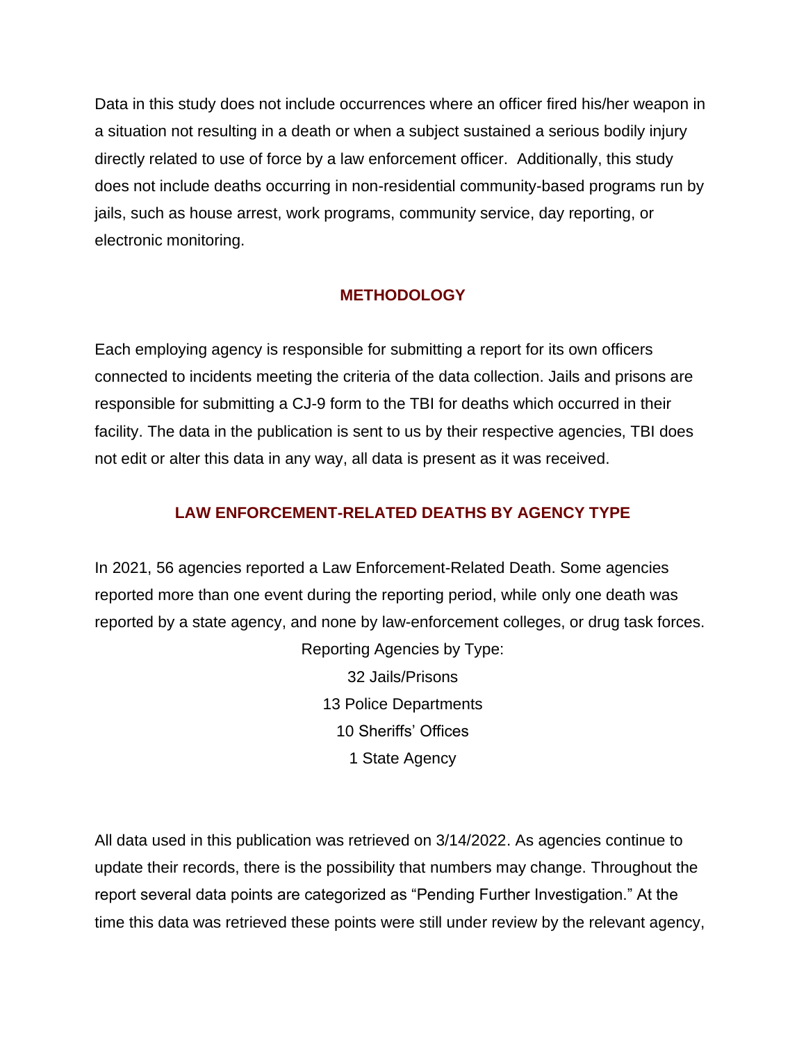Data in this study does not include occurrences where an officer fired his/her weapon in a situation not resulting in a death or when a subject sustained a serious bodily injury directly related to use of force by a law enforcement officer. Additionally, this study does not include deaths occurring in non-residential community-based programs run by jails, such as house arrest, work programs, community service, day reporting, or electronic monitoring.

## METHODOLOGY

Each employing agency is responsible for submitting a report for its own officers connected to incidents meeting the criteria of the data collection. Jails and prisons are responsible for submitting a CJ-9 form to the TBI for deaths which occurred in their facility. The data in the publication is sent to us by their respective agencies, TBI does not edit or alter this data in any way, all data is present as it was received.

## LAW ENFORCEMENT-RELATED DEATHS BY AGENCY TYPE

In 2021, 56 agencies reported a Law Enforcement-Related Death. Some agencies reported more than one event during the reporting period, while only one death was reported by a state agency, and none by law-enforcement colleges, or drug task forces.

Reporting Agencies by Type:

32 Jails/Prisons

13 Police Departments

10 Sheriffs' Offices

1 State Agency

All data used in this publication was retrieved on 3/14/2022. As agencies continue to update their records, there is the possibility that numbers may change. Throughout the report several data points are categorized as "Pending Further Investigation." At the time this data was retrieved these points were still under review by the relevant agency,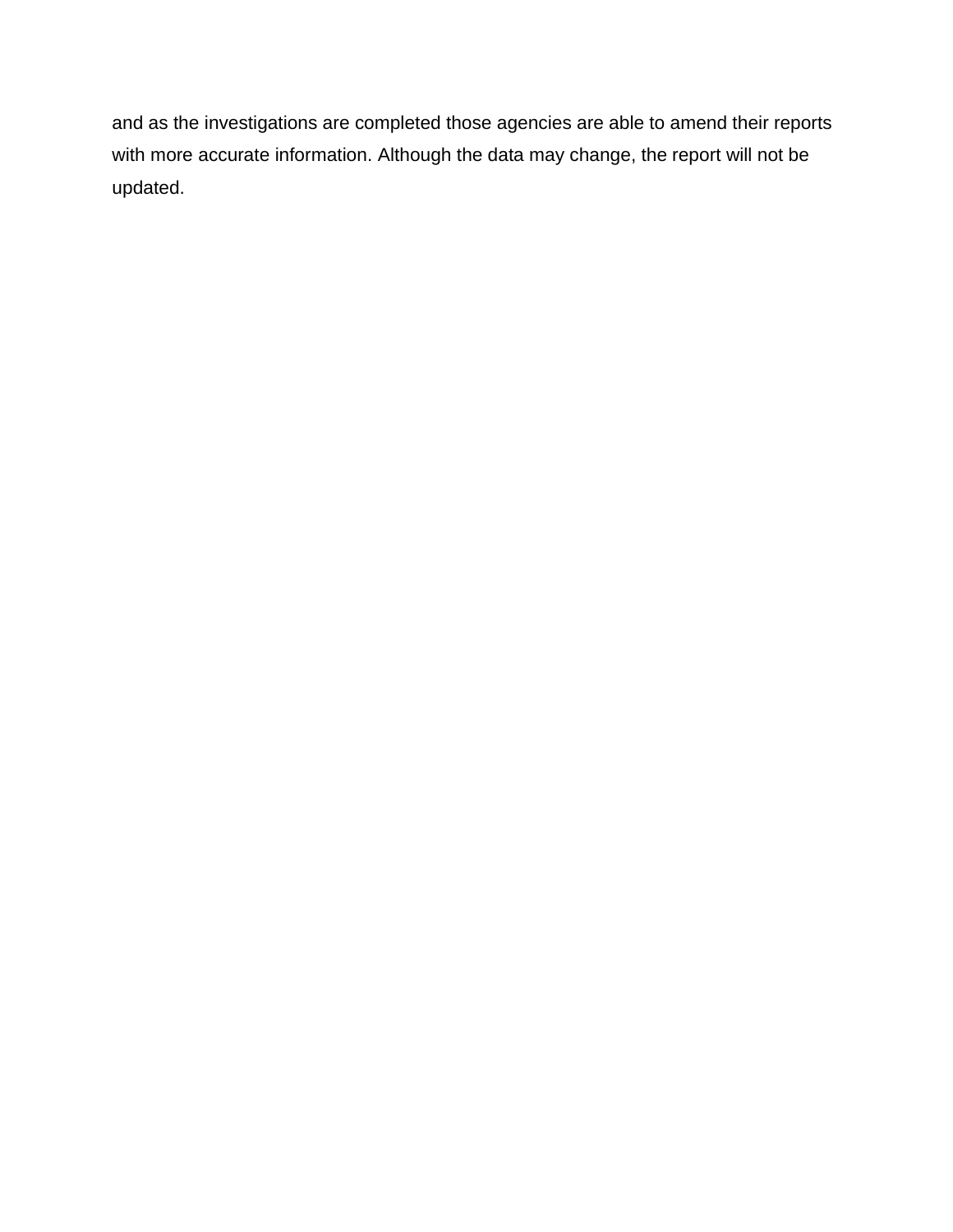and as the investigations are completed those agencies are able to amend their reports with more accurate information. Although the data may change, the report will not be updated.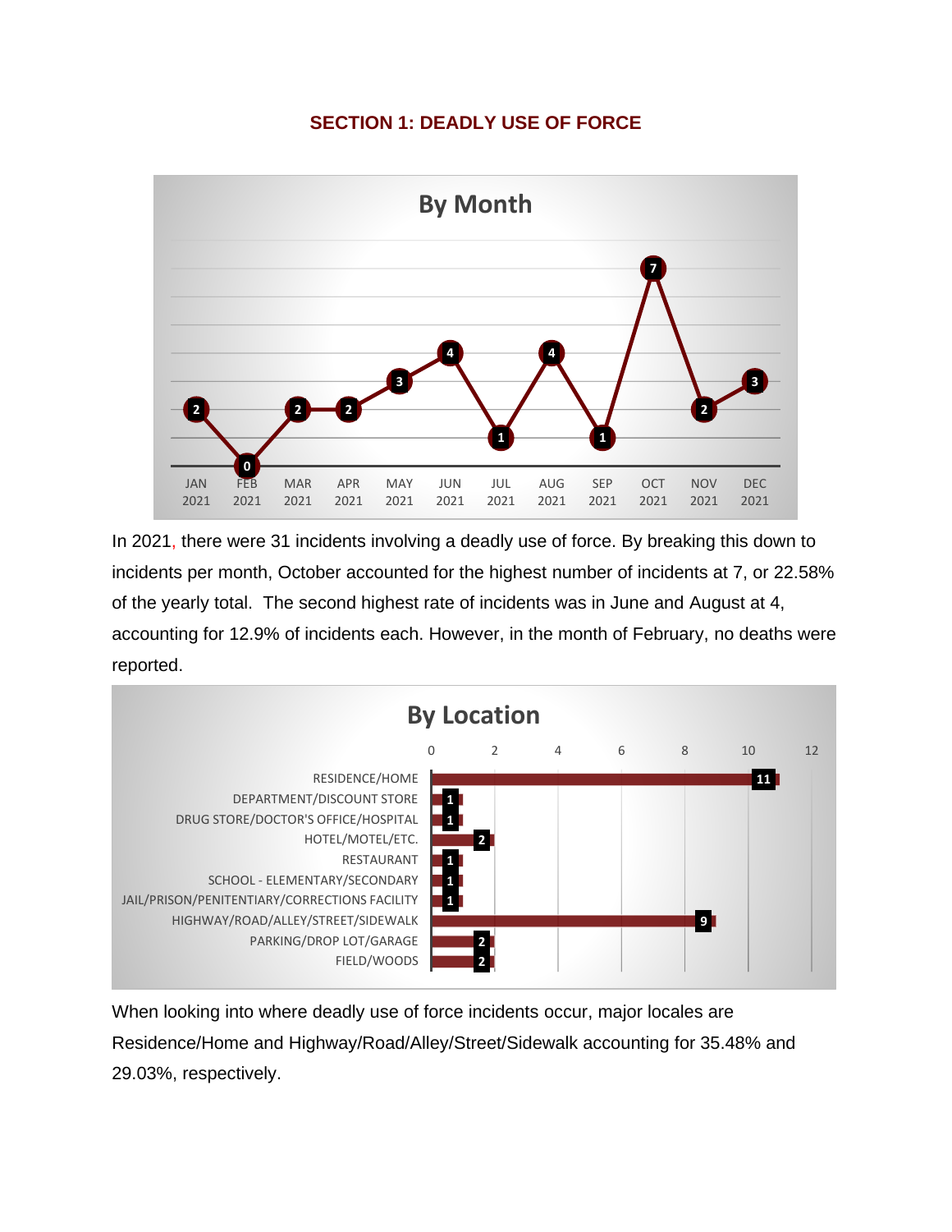## SECTION 1: DEADLY USE OF FORCE

**By Month**

| Month | Incidents |
|---|---|
| JAN 2021 | 2 |
| FEB 2021 | 0 |
| MAR 2021 | 2 |
| APR 2021 | 2 |
| MAY 2021 | 3 |
| JUN 2021 | 4 |
| JUL 2021 | 1 |
| AUG 2021 | 4 |
| SEP 2021 | 1 |
| OCT 2021 | 7 |
| NOV 2021 | 2 |
| DEC 2021 | 3 |

In 2021, there were 31 incidents involving a deadly use of force. By breaking this down to incidents per month, October accounted for the highest number of incidents at 7, or 22.58% of the yearly total. The second highest rate of incidents was in June and August at 4, accounting for 12.9% of incidents each. However, in the month of February, no deaths were reported.

**By Location**

| Location | Incidents |
|---|---|
| RESIDENCE/HOME | 11 |
| DEPARTMENT/DISCOUNT STORE | 1 |
| DRUG STORE/DOCTOR'S OFFICE/HOSPITAL | 1 |
| HOTEL/MOTEL/ETC. | 2 |
| RESTAURANT | 1 |
| SCHOOL - ELEMENTARY/SECONDARY | 1 |
| JAIL/PRISON/PENITENTIARY/CORRECTIONS FACILITY | 1 |
| HIGHWAY/ROAD/ALLEY/STREET/SIDEWALK | 9 |
| PARKING/DROP LOT/GARAGE | 2 |
| FIELD/WOODS | 2 |

When looking into where deadly use of force incidents occur, major locales are Residence/Home and Highway/Road/Alley/Street/Sidewalk accounting for 35.48% and 29.03%, respectively.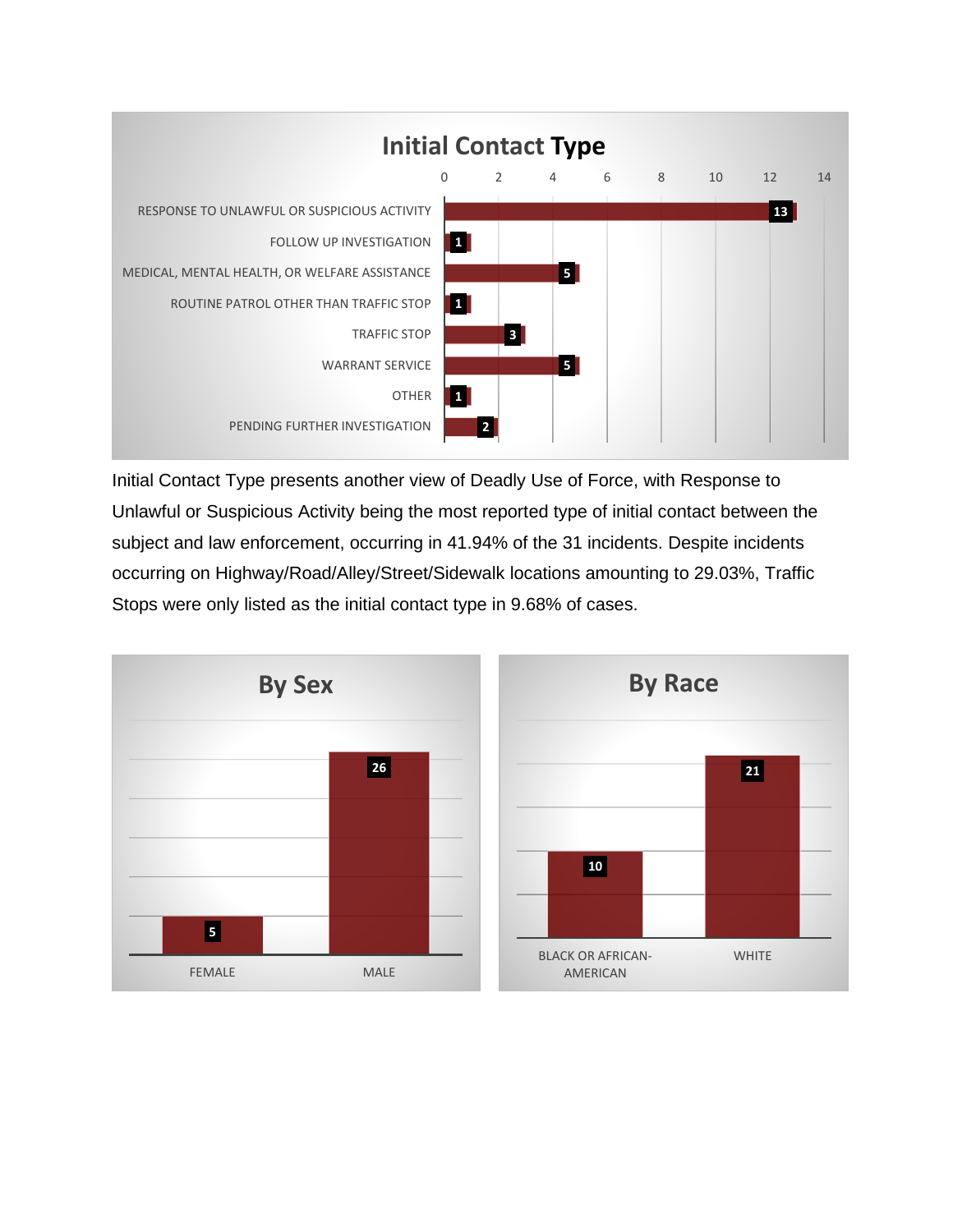**Initial Contact Type**

| Initial Contact Type | Count |
|---|---|
| RESPONSE TO UNLAWFUL OR SUSPICIOUS ACTIVITY | 13 |
| FOLLOW UP INVESTIGATION | 1 |
| MEDICAL, MENTAL HEALTH, OR WELFARE ASSISTANCE | 5 |
| ROUTINE PATROL OTHER THAN TRAFFIC STOP | 1 |
| TRAFFIC STOP | 3 |
| WARRANT SERVICE | 5 |
| OTHER | 1 |
| PENDING FURTHER INVESTIGATION | 2 |

Initial Contact Type presents another view of Deadly Use of Force, with Response to Unlawful or Suspicious Activity being the most reported type of initial contact between the subject and law enforcement, occurring in 41.94% of the 31 incidents. Despite incidents occurring on Highway/Road/Alley/Street/Sidewalk locations amounting to 29.03%, Traffic Stops were only listed as the initial contact type in 9.68% of cases.

**By Sex**

| Sex | Count |
|---|---|
| FEMALE | 5 |
| MALE | 26 |

**By Race**

| Race | Count |
|---|---|
| BLACK OR AFRICAN-AMERICAN | 10 |
| WHITE | 21 |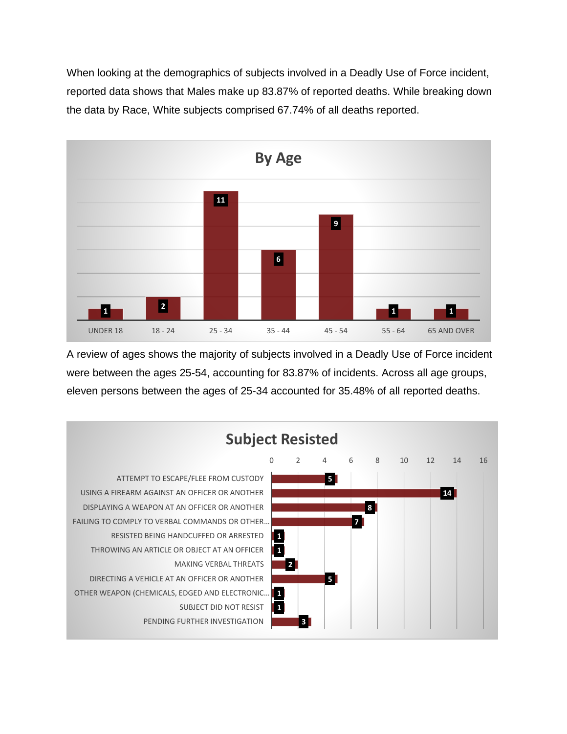When looking at the demographics of subjects involved in a Deadly Use of Force incident, reported data shows that Males make up 83.87% of reported deaths. While breaking down the data by Race, White subjects comprised 67.74% of all deaths reported.

**By Age**

| Age | Count |
|---|---|
| UNDER 18 | 1 |
| 18 - 24 | 2 |
| 25 - 34 | 11 |
| 35 - 44 | 6 |
| 45 - 54 | 9 |
| 55 - 64 | 1 |
| 65 AND OVER | 1 |

A review of ages shows the majority of subjects involved in a Deadly Use of Force incident were between the ages 25-54, accounting for 83.87% of incidents. Across all age groups, eleven persons between the ages of 25-34 accounted for 35.48% of all reported deaths.

**Subject Resisted**

| Subject Resisted | Count |
|---|---|
| ATTEMPT TO ESCAPE/FLEE FROM CUSTODY | 5 |
| USING A FIREARM AGAINST AN OFFICER OR ANOTHER | 14 |
| DISPLAYING A WEAPON AT AN OFFICER OR ANOTHER | 8 |
| FAILING TO COMPLY TO VERBAL COMMANDS OR OTHER... | 7 |
| RESISTED BEING HANDCUFFED OR ARRESTED | 1 |
| THROWING AN ARTICLE OR OBJECT AT AN OFFICER | 1 |
| MAKING VERBAL THREATS | 2 |
| DIRECTING A VEHICLE AT AN OFFICER OR ANOTHER | 5 |
| OTHER WEAPON (CHEMICALS, EDGED AND ELECTRONIC... | 1 |
| SUBJECT DID NOT RESIST | 1 |
| PENDING FURTHER INVESTIGATION | 3 |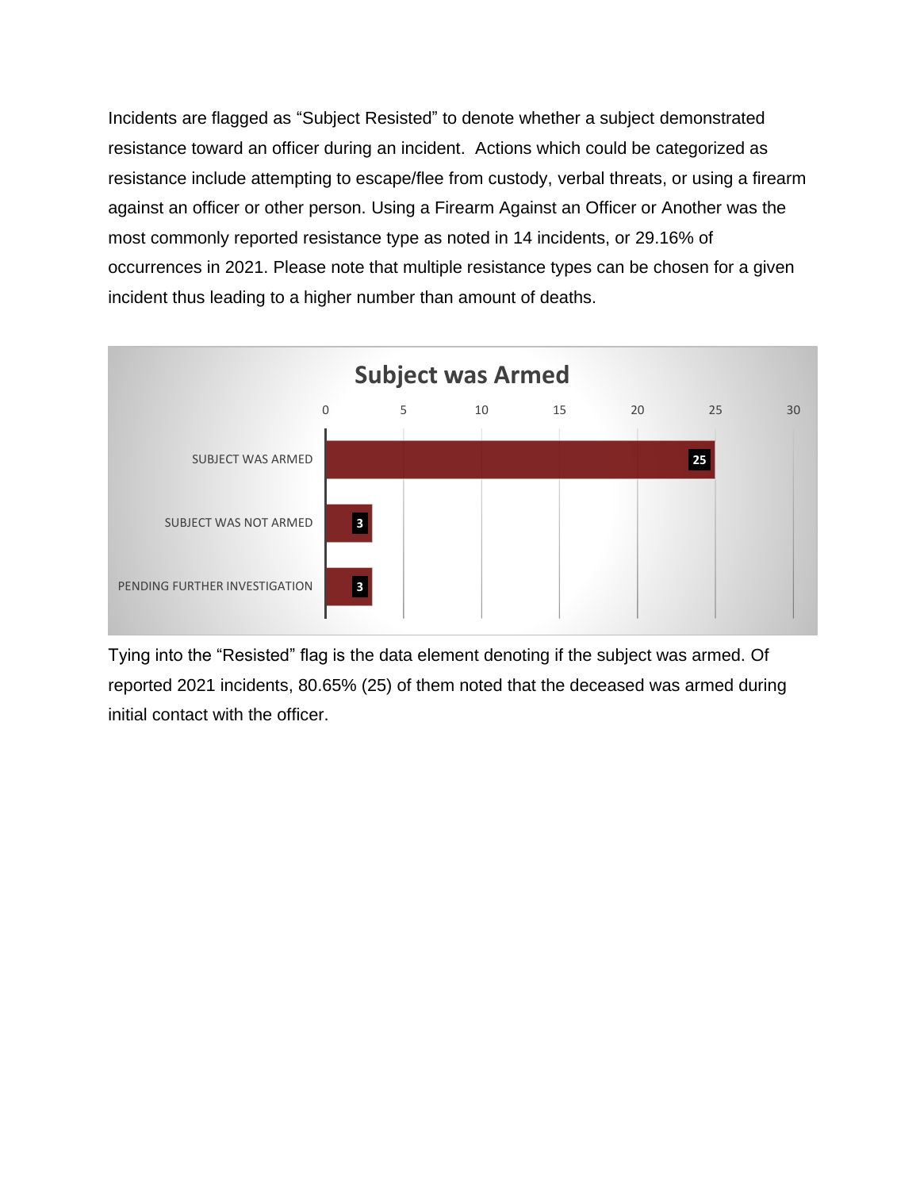Incidents are flagged as “Subject Resisted” to denote whether a subject demonstrated resistance toward an officer during an incident. Actions which could be categorized as resistance include attempting to escape/flee from custody, verbal threats, or using a firearm against an officer or other person. Using a Firearm Against an Officer or Another was the most commonly reported resistance type as noted in 14 incidents, or 29.16% of occurrences in 2021. Please note that multiple resistance types can be chosen for a given incident thus leading to a higher number than amount of deaths.

**Subject was Armed**

| Category | Count |
| --- | --- |
| SUBJECT WAS ARMED | 25 |
| SUBJECT WAS NOT ARMED | 3 |
| PENDING FURTHER INVESTIGATION | 3 |

Tying into the “Resisted” flag is the data element denoting if the subject was armed. Of reported 2021 incidents, 80.65% (25) of them noted that the deceased was armed during initial contact with the officer.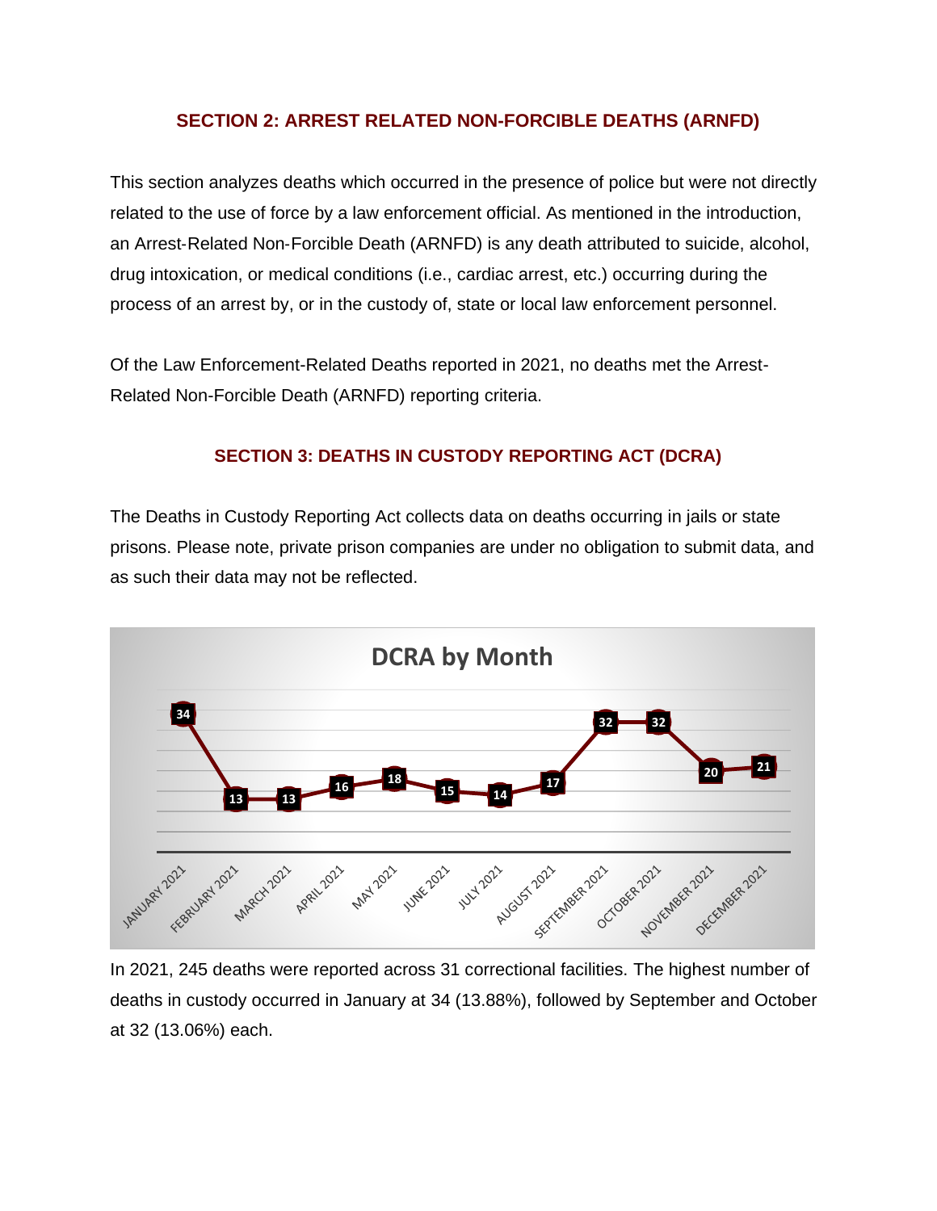## SECTION 2: ARREST RELATED NON-FORCIBLE DEATHS (ARNFD)

This section analyzes deaths which occurred in the presence of police but were not directly related to the use of force by a law enforcement official. As mentioned in the introduction, an Arrest-Related Non-Forcible Death (ARNFD) is any death attributed to suicide, alcohol, drug intoxication, or medical conditions (i.e., cardiac arrest, etc.) occurring during the process of an arrest by, or in the custody of, state or local law enforcement personnel.

Of the Law Enforcement-Related Deaths reported in 2021, no deaths met the Arrest-Related Non-Forcible Death (ARNFD) reporting criteria.

## SECTION 3: DEATHS IN CUSTODY REPORTING ACT (DCRA)

The Deaths in Custody Reporting Act collects data on deaths occurring in jails or state prisons. Please note, private prison companies are under no obligation to submit data, and as such their data may not be reflected.

**DCRA by Month**

| Month | Deaths |
|---|---|
| JANUARY 2021 | 34 |
| FEBRUARY 2021 | 13 |
| MARCH 2021 | 13 |
| APRIL 2021 | 16 |
| MAY 2021 | 18 |
| JUNE 2021 | 15 |
| JULY 2021 | 14 |
| AUGUST 2021 | 17 |
| SEPTEMBER 2021 | 32 |
| OCTOBER 2021 | 32 |
| NOVEMBER 2021 | 20 |
| DECEMBER 2021 | 21 |

In 2021, 245 deaths were reported across 31 correctional facilities. The highest number of deaths in custody occurred in January at 34 (13.88%), followed by September and October at 32 (13.06%) each.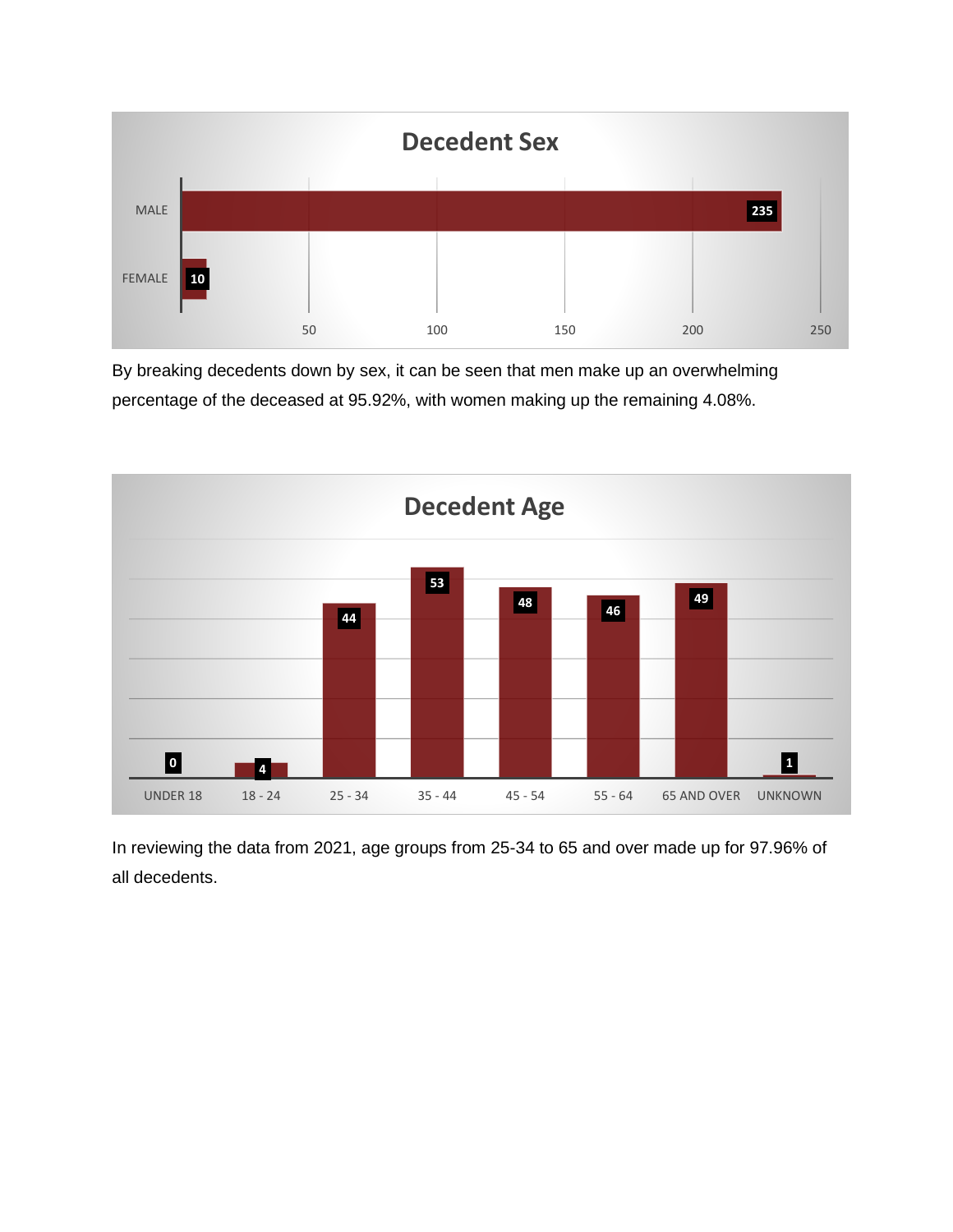**Decedent Sex**

| Sex | Count |
|---|---|
| MALE | 235 |
| FEMALE | 10 |

By breaking decedents down by sex, it can be seen that men make up an overwhelming percentage of the deceased at 95.92%, with women making up the remaining 4.08%.

**Decedent Age**

| Age | Count |
|---|---|
| UNDER 18 | 0 |
| 18 - 24 | 4 |
| 25 - 34 | 44 |
| 35 - 44 | 53 |
| 45 - 54 | 48 |
| 55 - 64 | 46 |
| 65 AND OVER | 49 |
| UNKNOWN | 1 |

In reviewing the data from 2021, age groups from 25-34 to 65 and over made up for 97.96% of all decedents.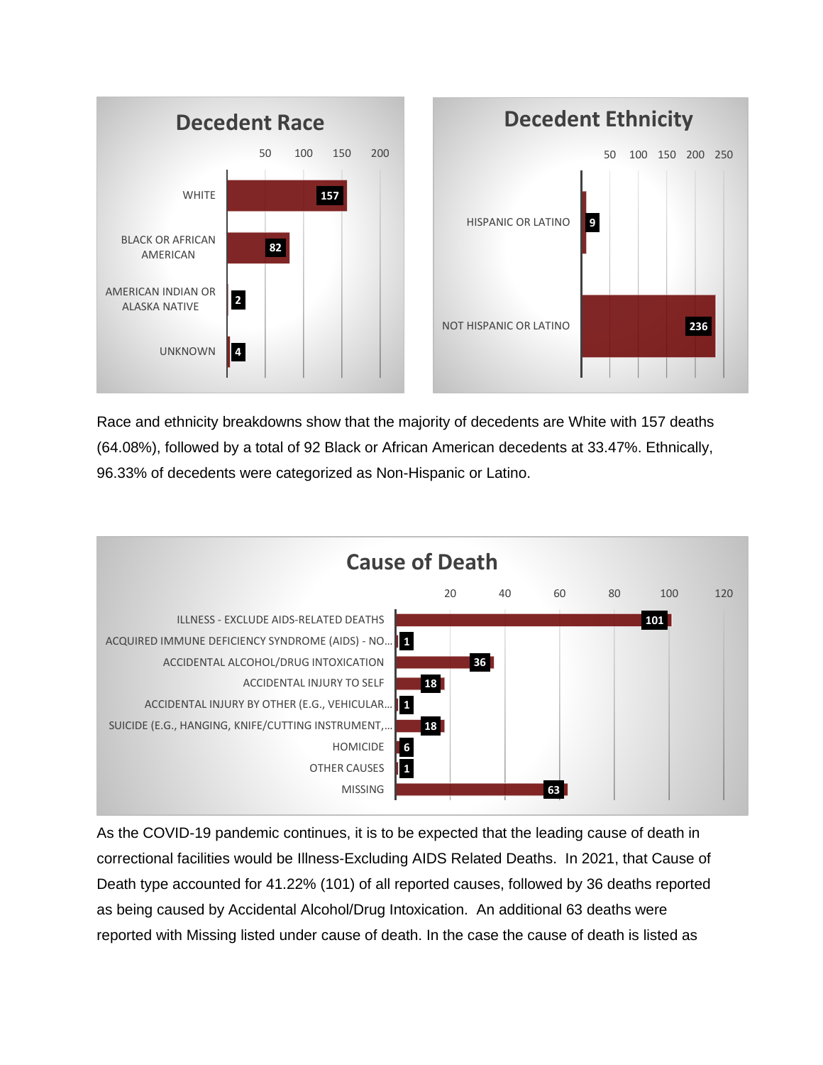**Decedent Race**

| Race | Count |
|---|---|
| WHITE | 157 |
| BLACK OR AFRICAN AMERICAN | 82 |
| AMERICAN INDIAN OR ALASKA NATIVE | 2 |
| UNKNOWN | 4 |

**Decedent Ethnicity**

| Ethnicity | Count |
|---|---|
| HISPANIC OR LATINO | 9 |
| NOT HISPANIC OR LATINO | 236 |

Race and ethnicity breakdowns show that the majority of decedents are White with 157 deaths (64.08%), followed by a total of 92 Black or African American decedents at 33.47%. Ethnically, 96.33% of decedents were categorized as Non-Hispanic or Latino.

**Cause of Death**

| Cause | Count |
|---|---|
| ILLNESS - EXCLUDE AIDS-RELATED DEATHS | 101 |
| ACQUIRED IMMUNE DEFICIENCY SYNDROME (AIDS) - NO... | 1 |
| ACCIDENTAL ALCOHOL/DRUG INTOXICATION | 36 |
| ACCIDENTAL INJURY TO SELF | 18 |
| ACCIDENTAL INJURY BY OTHER (E.G., VEHICULAR... | 1 |
| SUICIDE (E.G., HANGING, KNIFE/CUTTING INSTRUMENT,... | 18 |
| HOMICIDE | 6 |
| OTHER CAUSES | 1 |
| MISSING | 63 |

As the COVID-19 pandemic continues, it is to be expected that the leading cause of death in correctional facilities would be Illness-Excluding AIDS Related Deaths. In 2021, that Cause of Death type accounted for 41.22% (101) of all reported causes, followed by 36 deaths reported as being caused by Accidental Alcohol/Drug Intoxication. An additional 63 deaths were reported with Missing listed under cause of death. In the case the cause of death is listed as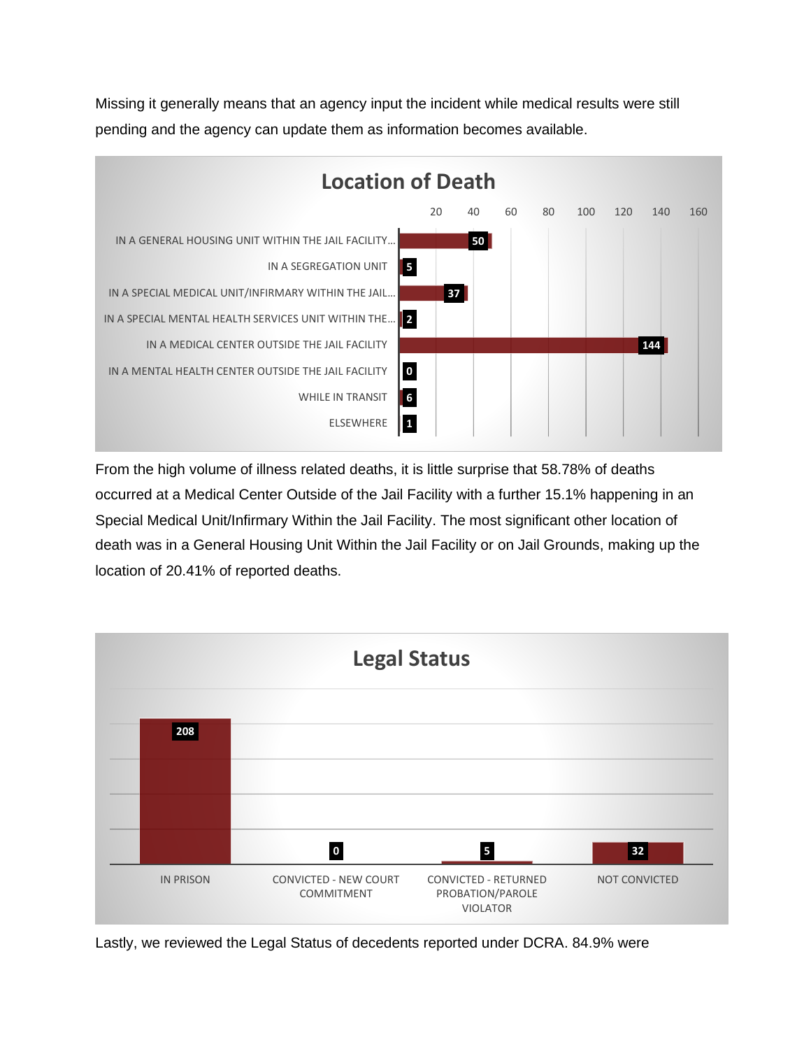Missing it generally means that an agency input the incident while medical results were still pending and the agency can update them as information becomes available.

**Location of Death**

| Location | Count |
|---|---|
| IN A GENERAL HOUSING UNIT WITHIN THE JAIL FACILITY... | 50 |
| IN A SEGREGATION UNIT | 5 |
| IN A SPECIAL MEDICAL UNIT/INFIRMARY WITHIN THE JAIL... | 37 |
| IN A SPECIAL MENTAL HEALTH SERVICES UNIT WITHIN THE... | 2 |
| IN A MEDICAL CENTER OUTSIDE THE JAIL FACILITY | 144 |
| IN A MENTAL HEALTH CENTER OUTSIDE THE JAIL FACILITY | 0 |
| WHILE IN TRANSIT | 6 |
| ELSEWHERE | 1 |

From the high volume of illness related deaths, it is little surprise that 58.78% of deaths occurred at a Medical Center Outside of the Jail Facility with a further 15.1% happening in an Special Medical Unit/Infirmary Within the Jail Facility. The most significant other location of death was in a General Housing Unit Within the Jail Facility or on Jail Grounds, making up the location of 20.41% of reported deaths.

**Legal Status**

| Legal Status | Count |
|---|---|
| IN PRISON | 208 |
| CONVICTED - NEW COURT COMMITMENT | 0 |
| CONVICTED - RETURNED PROBATION/PAROLE VIOLATOR | 5 |
| NOT CONVICTED | 32 |

Lastly, we reviewed the Legal Status of decedents reported under DCRA. 84.9% were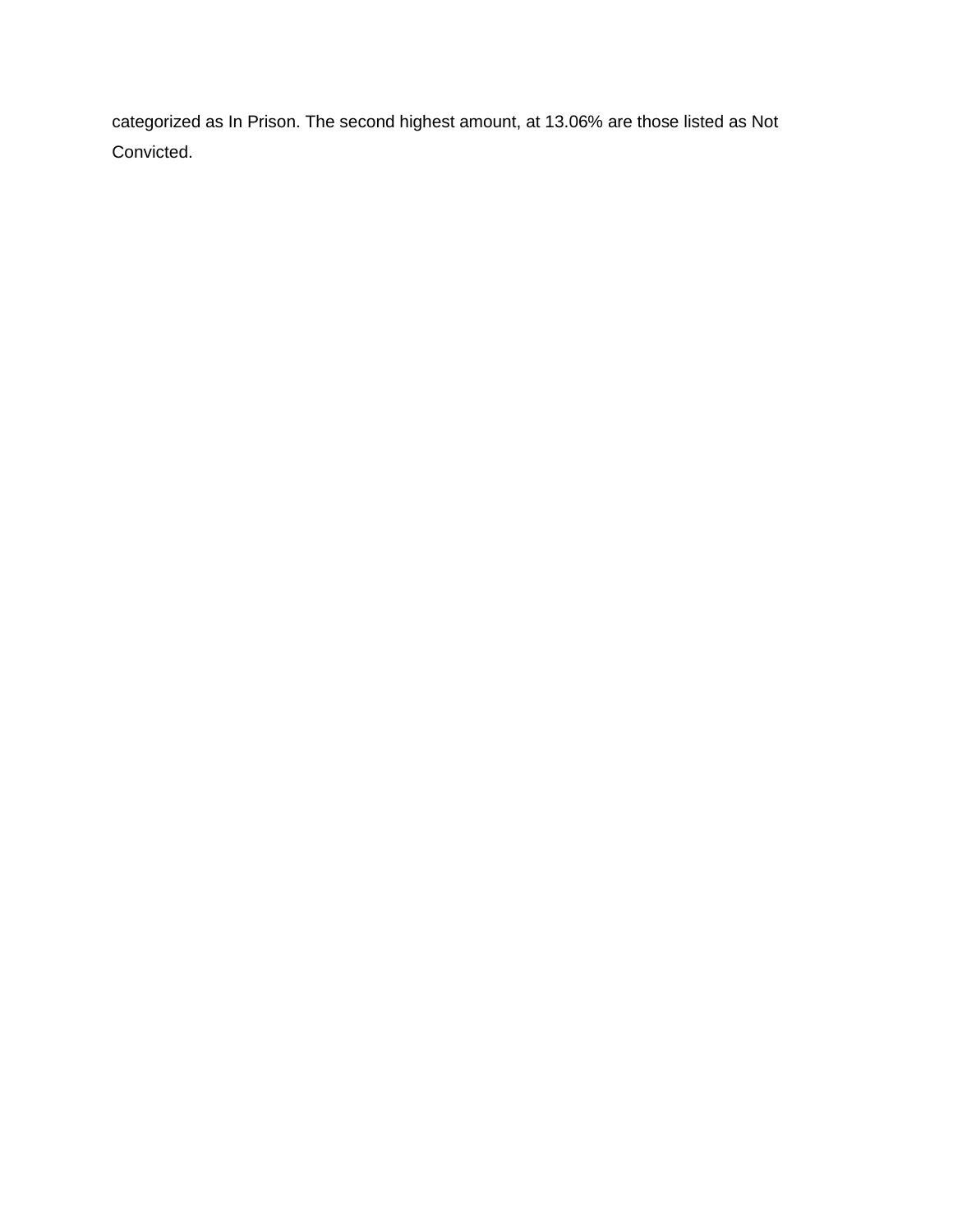categorized as In Prison. The second highest amount, at 13.06% are those listed as Not Convicted.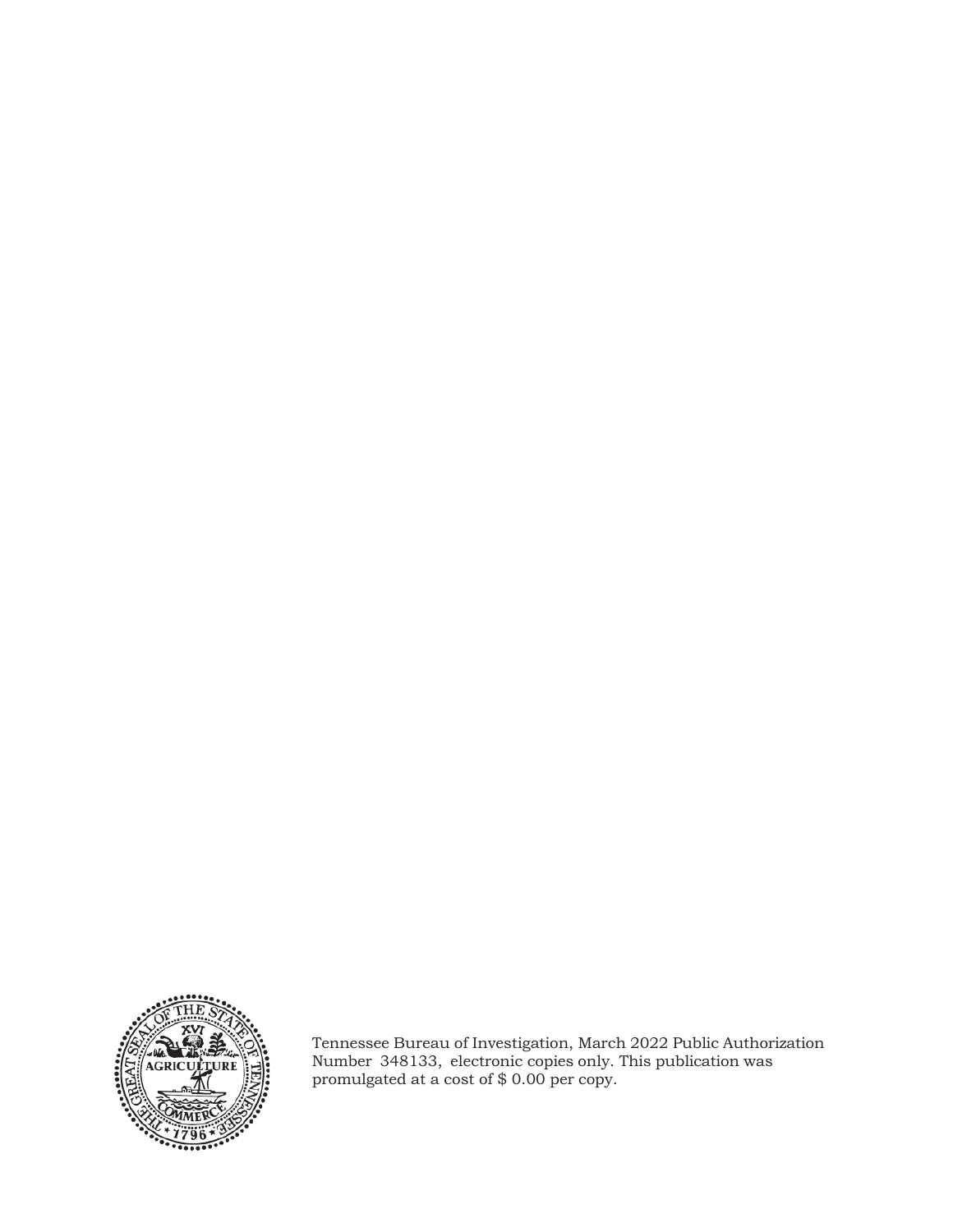Tennessee Bureau of Investigation, March 2022 Public Authorization Number 348133, electronic copies only. This publication was promulgated at a cost of $ 0.00 per copy.